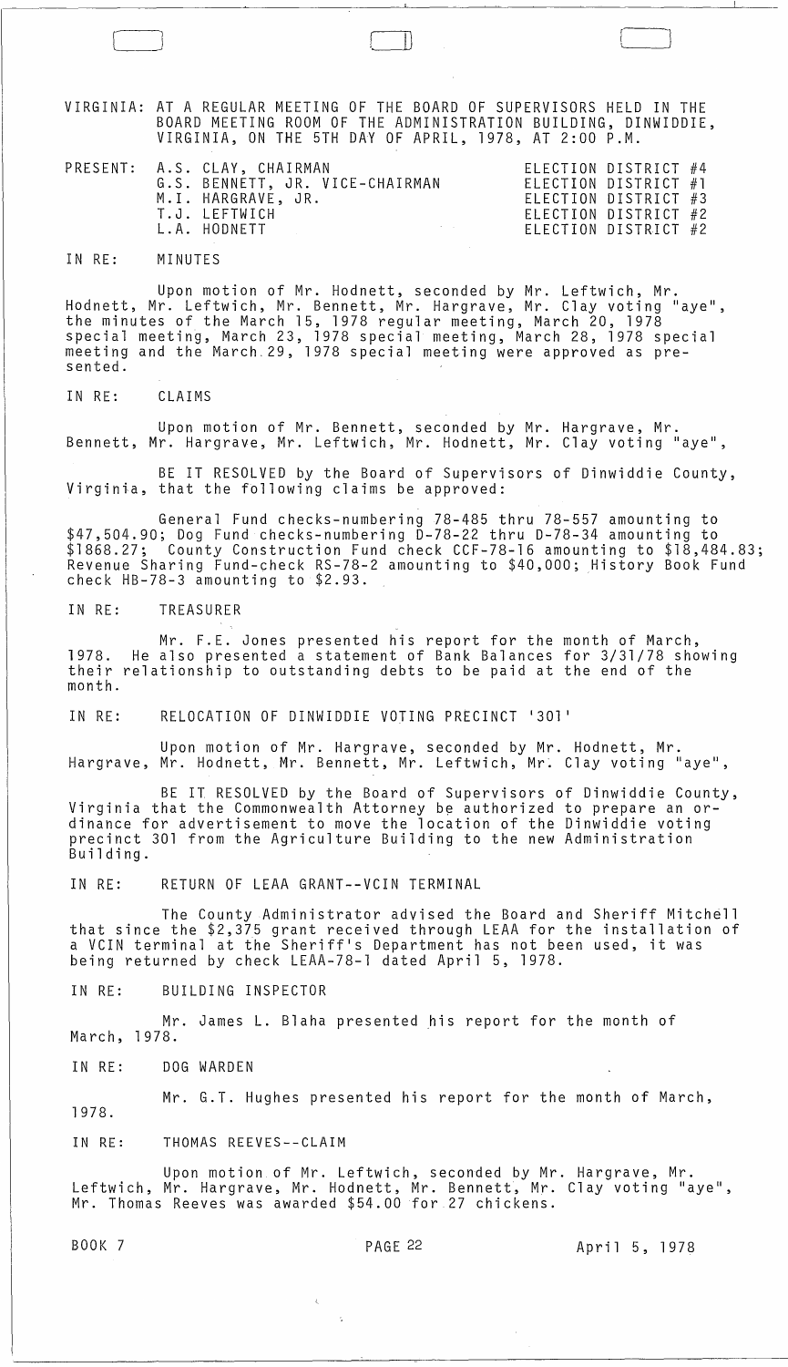VIRGINIA: AT A REGULAR MEETING OF THE BOARD OF SUPERVISORS HELD IN THE BOARD MEETING ROOM OF THE ADMINISTRATION BUILDING, DINWIDDIE, VIRGINIA, ON THE 5TH DAY OF APRIL, 1978, AT 2:00 P.M.

| PRESENT: | | |
|---|---|---|
| | A.S. CLAY, CHAIRMAN | ELECTION DISTRICT #4 |
| | G.S. BENNETT, JR. VICE-CHAIRMAN | ELECTION DISTRICT #1 |
| | M.I. HARGRAVE, JR. | ELECTION DISTRICT #3 |
| | T.J. LEFTWICH | ELECTION DISTRICT #2 |
| | L.A. HODNETT | ELECTION DISTRICT #2 |

IN RE: MINUTES

Upon motion of Mr. Hodnett, seconded by Mr. Leftwich, Mr. Hodnett, Mr. Leftwich, Mr. Bennett, Mr. Hargrave, Mr. Clay voting "aye", the minutes of the March 15, 1978 regular meeting, March 20, 1978 special meeting, March 23, 1978 special meeting, March 28, 1978 special meeting and the March 29, 1978 special meeting were approved as presented.

IN RE: CLAIMS

Upon motion of Mr. Bennett, seconded by Mr. Hargrave, Mr. Bennett, Mr. Hargrave, Mr. Leftwich, Mr. Hodnett, Mr. Clay voting "aye",

BE IT RESOLVED by the Board of Supervisors of Dinwiddie County, Virginia, that the following claims be approved:

General Fund checks-numbering 78-485 thru 78-557 amounting to $47,504.90; Dog Fund checks-numbering D-78-22 thru D-78-34 amounting to $1868.27; County Construction Fund check CCF-78-16 amounting to $18,484.83; Revenue Sharing Fund-check RS-78-2 amounting to $40,000; History Book Fund check HB-78-3 amounting to $2.93.

IN RE: TREASURER

Mr. F.E. Jones presented his report for the month of March, 1978. He also presented a statement of Bank Balances for 3/31/78 showing their relationship to outstanding debts to be paid at the end of the month.

IN RE: RELOCATION OF DINWIDDIE VOTING PRECINCT '301'

Upon motion of Mr. Hargrave, seconded by Mr. Hodnett, Mr. Hargrave, Mr. Hodnett, Mr. Bennett, Mr. Leftwich, Mr. Clay voting "aye",

BE IT RESOLVED by the Board of Supervisors of Dinwiddie County, Virginia that the Commonwealth Attorney be authorized to prepare an ordinance for advertisement to move the location of the Dinwiddie voting precinct 301 from the Agriculture Building to the new Administration Building.

IN RE: RETURN OF LEAA GRANT--VCIN TERMINAL

The County Administrator advised the Board and Sheriff Mitchell that since the $2,375 grant received through LEAA for the installation of a VCIN terminal at the Sheriff's Department has not been used, it was being returned by check LEAA-78-1 dated April 5, 1978.

IN RE: BUILDING INSPECTOR

Mr. James L. Blaha presented his report for the month of March, 1978.

IN RE: DOG WARDEN

Mr. G.T. Hughes presented his report for the month of March, 1978.

IN RE: THOMAS REEVES--CLAIM

Upon motion of Mr. Leftwich, seconded by Mr. Hargrave, Mr. Leftwich, Mr. Hargrave, Mr. Hodnett, Mr. Bennett, Mr. Clay voting "aye", Mr. Thomas Reeves was awarded $54.00 for 27 chickens.

BOOK 7 PAGE 22 April 5, 1978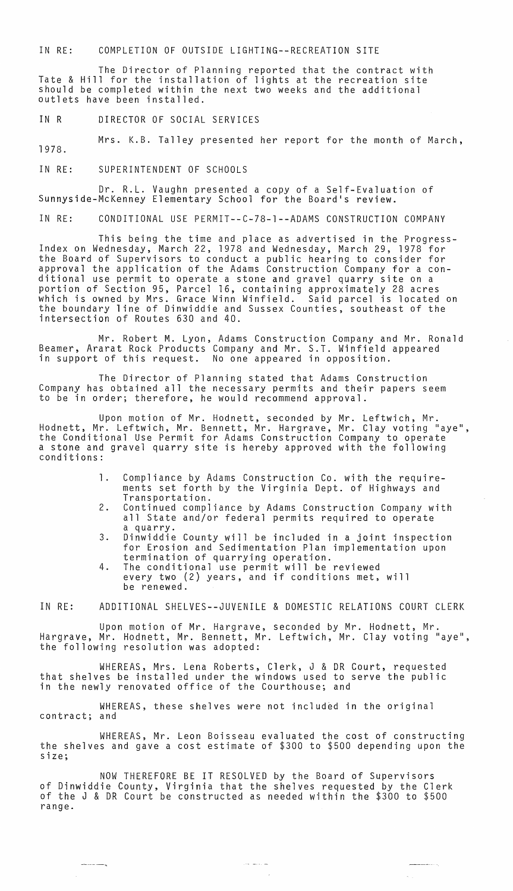IN RE: COMPLETION OF OUTSIDE LIGHTING--RECREATION SITE

The Director of Planning reported that the contract with Tate & Hill for the installation of lights at the recreation site should be completed within the next two weeks and the additional outlets have been installed.

IN R DIRECTOR OF SOCIAL SERVICES

Mrs. K.B. Talley presented her report for the month of March, 1978.

IN RE: SUPERINTENDENT OF SCHOOLS

Dr. R.L. Vaughn presented a copy of a Self-Evaluation of Sunnyside-McKenney Elementary School for the Board's review.

IN RE: CONDITIONAL USE PERMIT--C-78-1--ADAMS CONSTRUCTION COMPANY

This being the time and place as advertised in the Progress-Index on Wednesday, March 22, 1978 and Wednesday, March 29, 1978 for the Board of Supervisors to conduct a public hearing to consider for approval the application of the Adams Construction Company for a conditional use permit to operate a stone and gravel quarry site on a portion of Section 95, Parcel 16, containing approximately 28 acres which is owned by Mrs. Grace Winn Winfield. Said parcel is located on the boundary line of Dinwiddie and Sussex Counties, southeast of the intersection of Routes 630 and 40.

Mr. Robert M. Lyon, Adams Construction Company and Mr. Ronald Beamer, Ararat Rock Products Company and Mr. S.T. Winfield appeared in support of this request. No one appeared in opposition.

The Director of Planning stated that Adams Construction Company has obtained all the necessary permits and their papers seem to be in order; therefore, he would recommend approval.

Upon motion of Mr. Hodnett, seconded by Mr. Leftwich, Mr. Hodnett, Mr. Leftwich, Mr. Bennett, Mr. Hargrave, Mr. Clay voting "aye", the Conditional Use Permit for Adams Construction Company to operate a stone and gravel quarry site is hereby approved with the following conditions:

1. Compliance by Adams Construction Co. with the requirements set forth by the Virginia Dept. of Highways and Transportation.
2. Continued compliance by Adams Construction Company with all State and/or federal permits required to operate a quarry.
3. Dinwiddie County will be included in a joint inspection for Erosion and Sedimentation Plan implementation upon termination of quarrying operation.
4. The conditional use permit will be reviewed every two (2) years, and if conditions met, will be renewed.

IN RE: ADDITIONAL SHELVES--JUVENILE & DOMESTIC RELATIONS COURT CLERK

Upon motion of Mr. Hargrave, seconded by Mr. Hodnett, Mr. Hargrave, Mr. Hodnett, Mr. Bennett, Mr. Leftwich, Mr. Clay voting "aye", the following resolution was adopted:

WHEREAS, Mrs. Lena Roberts, Clerk, J & DR Court, requested that shelves be installed under the windows used to serve the public in the newly renovated office of the Courthouse; and

WHEREAS, these shelves were not included in the original contract; and

WHEREAS, Mr. Leon Boisseau evaluated the cost of constructing the shelves and gave a cost estimate of $300 to $500 depending upon the size;

NOW THEREFORE BE IT RESOLVED by the Board of Supervisors of Dinwiddie County, Virginia that the shelves requested by the Clerk of the J & DR Court be constructed as needed within the $300 to $500 range.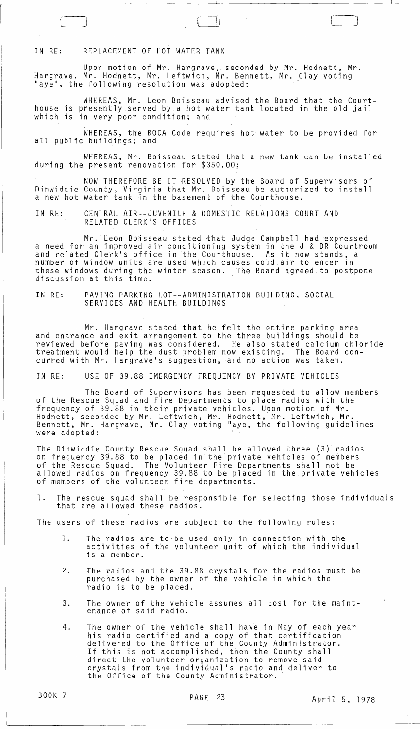IN RE: REPLACEMENT OF HOT WATER TANK

Upon motion of Mr. Hargrave, seconded by Mr. Hodnett, Mr. Hargrave, Mr. Hodnett, Mr. Leftwich, Mr. Bennett, Mr. Clay voting "aye", the following resolution was adopted:

WHEREAS, Mr. Leon Boisseau advised the Board that the Courthouse is presently served by a hot water tank located in the old jail which is in very poor condition; and

WHEREAS, the BOCA Code requires hot water to be provided for all public buildings; and

WHEREAS, Mr. Boisseau stated that a new tank can be installed during the present renovation for $350.00;

NOW THEREFORE BE IT RESOLVED by the Board of Supervisors of Dinwiddie County, Virginia that Mr. Boisseau be authorized to install a new hot water tank in the basement of the Courthouse.

IN RE: CENTRAL AIR--JUVENILE & DOMESTIC RELATIONS COURT AND RELATED CLERK'S OFFICES

Mr. Leon Boisseau stated that Judge Campbell had expressed a need for an improved air conditioning system in the J & DR Courtroom and related Clerk's office in the Courthouse. As it now stands, a number of window units are used which causes cold air to enter in these windows during the winter season. The Board agreed to postpone discussion at this time.

IN RE: PAVING PARKING LOT--ADMINISTRATION BUILDING, SOCIAL SERVICES AND HEALTH BUILDINGS

Mr. Hargrave stated that he felt the entire parking area and entrance and exit arrangement to the three buildings should be reviewed before paving was considered. He also stated calcium chloride treatment would help the dust problem now existing. The Board concurred with Mr. Hargrave's suggestion, and no action was taken.

IN RE: USE OF 39.88 EMERGENCY FREQUENCY BY PRIVATE VEHICLES

The Board of Supervisors has been requested to allow members of the Rescue Squad and Fire Departments to place radios with the frequency of 39.88 in their private vehicles. Upon motion of Mr. Hodnett, seconded by Mr. Leftwich, Mr. Hodnett, Mr. Leftwich, Mr. Bennett, Mr. Hargrave, Mr. Clay voting "aye, the following guidelines were adopted:

The Dinwiddie County Rescue Squad shall be allowed three (3) radios on frequency 39.88 to be placed in the private vehicles of members of the Rescue Squad. The Volunteer Fire Departments shall not be allowed radios on frequency 39.88 to be placed in the private vehicles of members of the volunteer fire departments.

1. The rescue squad shall be responsible for selecting those individuals that are allowed these radios.

The users of these radios are subject to the following rules:

1. The radios are to be used only in connection with the activities of the volunteer unit of which the individual is a member.
2. The radios and the 39.88 crystals for the radios must be purchased by the owner of the vehicle in which the radio is to be placed.
3. The owner of the vehicle assumes all cost for the maintenance of said radio.
4. The owner of the vehicle shall have in May of each year his radio certified and a copy of that certification delivered to the Office of the County Administrator. If this is not accomplished, then the County shall direct the volunteer organization to remove said crystals from the individual's radio and deliver to the Office of the County Administrator.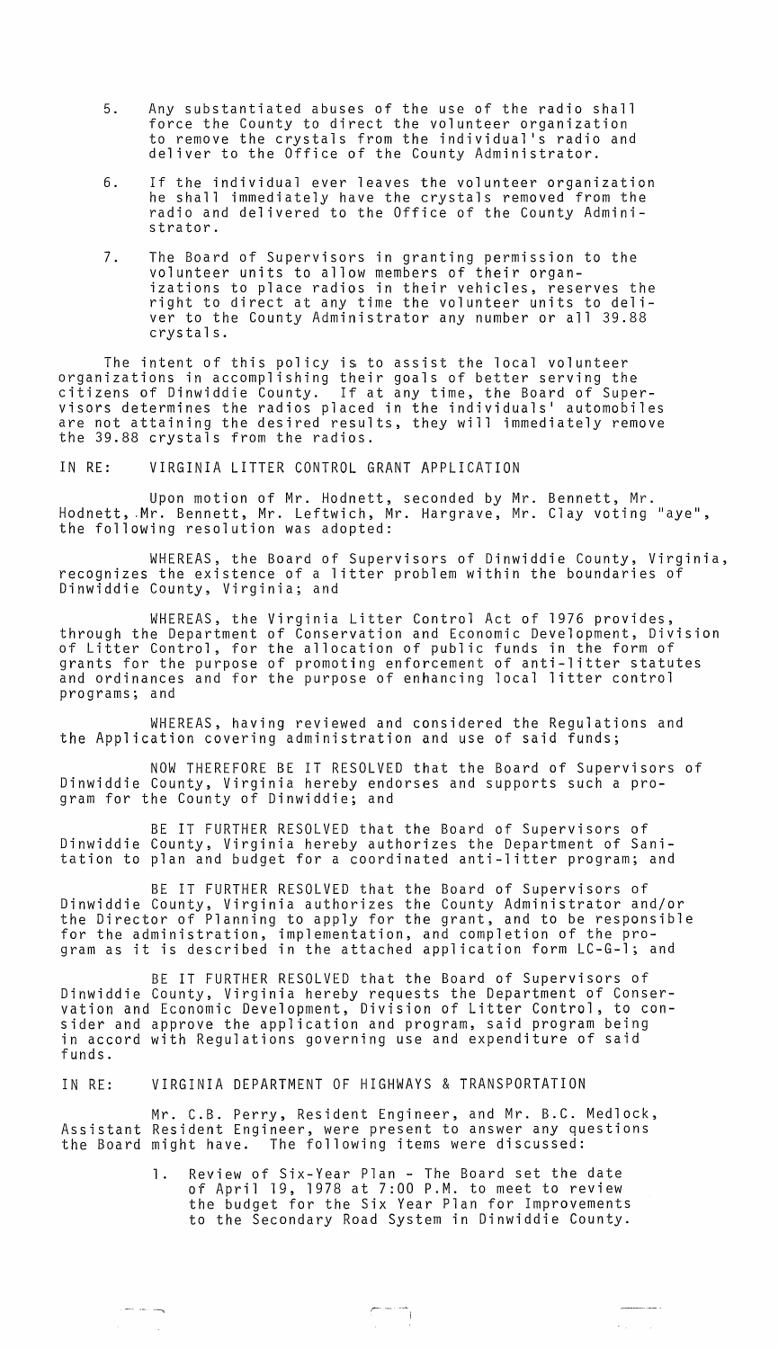5. Any substantiated abuses of the use of the radio shall force the County to direct the volunteer organization to remove the crystals from the individual's radio and deliver to the Office of the County Administrator.

6. If the individual ever leaves the volunteer organization he shall immediately have the crystals removed from the radio and delivered to the Office of the County Administrator.

7. The Board of Supervisors in granting permission to the volunteer units to allow members of their organizations to place radios in their vehicles, reserves the right to direct at any time the volunteer units to deliver to the County Administrator any number or all 39.88 crystals.

The intent of this policy is to assist the local volunteer organizations in accomplishing their goals of better serving the citizens of Dinwiddie County. If at any time, the Board of Supervisors determines the radios placed in the individuals' automobiles are not attaining the desired results, they will immediately remove the 39.88 crystals from the radios.

IN RE: VIRGINIA LITTER CONTROL GRANT APPLICATION

Upon motion of Mr. Hodnett, seconded by Mr. Bennett, Mr. Hodnett, Mr. Bennett, Mr. Leftwich, Mr. Hargrave, Mr. Clay voting "aye", the following resolution was adopted:

WHEREAS, the Board of Supervisors of Dinwiddie County, Virginia, recognizes the existence of a litter problem within the boundaries of Dinwiddie County, Virginia; and

WHEREAS, the Virginia Litter Control Act of 1976 provides, through the Department of Conservation and Economic Development, Division of Litter Control, for the allocation of public funds in the form of grants for the purpose of promoting enforcement of anti-litter statutes and ordinances and for the purpose of enhancing local litter control programs; and

WHEREAS, having reviewed and considered the Regulations and the Application covering administration and use of said funds;

NOW THEREFORE BE IT RESOLVED that the Board of Supervisors of Dinwiddie County, Virginia hereby endorses and supports such a program for the County of Dinwiddie; and

BE IT FURTHER RESOLVED that the Board of Supervisors of Dinwiddie County, Virginia hereby authorizes the Department of Sanitation to plan and budget for a coordinated anti-litter program; and

BE IT FURTHER RESOLVED that the Board of Supervisors of Dinwiddie County, Virginia authorizes the County Administrator and/or the Director of Planning to apply for the grant, and to be responsible for the administration, implementation, and completion of the program as it is described in the attached application form LC-G-1; and

BE IT FURTHER RESOLVED that the Board of Supervisors of Dinwiddie County, Virginia hereby requests the Department of Conservation and Economic Development, Division of Litter Control, to consider and approve the application and program, said program being in accord with Regulations governing use and expenditure of said funds.

IN RE: VIRGINIA DEPARTMENT OF HIGHWAYS & TRANSPORTATION

Mr. C.B. Perry, Resident Engineer, and Mr. B.C. Medlock, Assistant Resident Engineer, were present to answer any questions the Board might have. The following items were discussed:

1. Review of Six-Year Plan - The Board set the date of April 19, 1978 at 7:00 P.M. to meet to review the budget for the Six Year Plan for Improvements to the Secondary Road System in Dinwiddie County.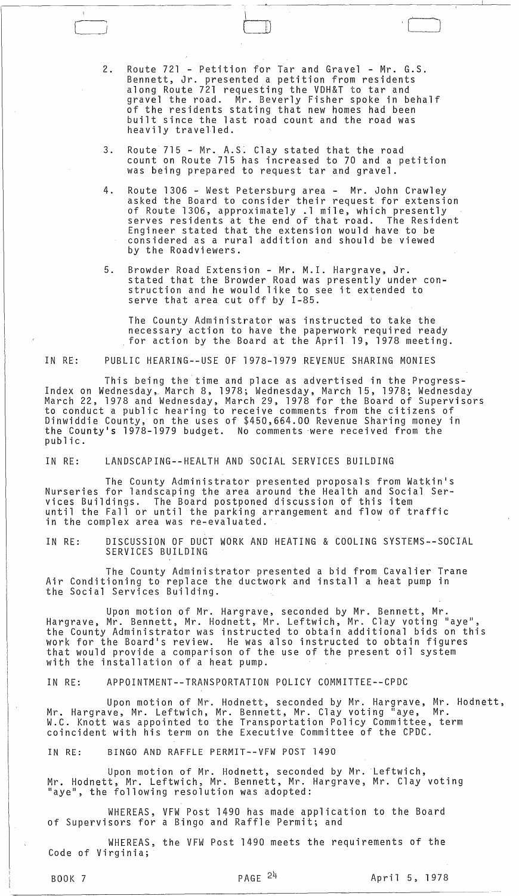2. Route 721 - Petition for Tar and Gravel - Mr. G.S. Bennett, Jr. presented a petition from residents along Route 721 requesting the VDH&T to tar and gravel the road. Mr. Beverly Fisher spoke in behalf of the residents stating that new homes had been built since the last road count and the road was heavily travelled.

3. Route 715 - Mr. A.S. Clay stated that the road count on Route 715 has increased to 70 and a petition was being prepared to request tar and gravel.

4. Route 1306 - West Petersburg area - Mr. John Crawley asked the Board to consider their request for extension of Route 1306, approximately .1 mile, which presently serves residents at the end of that road. The Resident Engineer stated that the extension would have to be considered as a rural addition and should be viewed by the Roadviewers.

5. Browder Road Extension - Mr. M.I. Hargrave, Jr. stated that the Browder Road was presently under construction and he would like to see it extended to serve that area cut off by I-85.

The County Administrator was instructed to take the necessary action to have the paperwork required ready for action by the Board at the April 19, 1978 meeting.

IN RE: PUBLIC HEARING--USE OF 1978-1979 REVENUE SHARING MONIES

This being the time and place as advertised in the Progress-Index on Wednesday, March 8, 1978; Wednesday, March 15, 1978; Wednesday March 22, 1978 and Wednesday, March 29, 1978 for the Board of Supervisors to conduct a public hearing to receive comments from the citizens of Dinwiddie County, on the uses of $450,664.00 Revenue Sharing money in the County's 1978-1979 budget. No comments were received from the public.

IN RE: LANDSCAPING--HEALTH AND SOCIAL SERVICES BUILDING

The County Administrator presented proposals from Watkin's Nurseries for landscaping the area around the Health and Social Services Buildings. The Board postponed discussion of this item until the Fall or until the parking arrangement and flow of traffic in the complex area was re-evaluated.

IN RE: DISCUSSION OF DUCT WORK AND HEATING & COOLING SYSTEMS--SOCIAL SERVICES BUILDING

The County Administrator presented a bid from Cavalier Trane Air Conditioning to replace the ductwork and install a heat pump in the Social Services Building.

Upon motion of Mr. Hargrave, seconded by Mr. Bennett, Mr. Hargrave, Mr. Bennett, Mr. Hodnett, Mr. Leftwich, Mr. Clay voting "aye", the County Administrator was instructed to obtain additional bids on this work for the Board's review. He was also instructed to obtain figures that would provide a comparison of the use of the present oil system with the installation of a heat pump.

IN RE: APPOINTMENT--TRANSPORTATION POLICY COMMITTEE--CPDC

Upon motion of Mr. Hodnett, seconded by Mr. Hargrave, Mr. Hodnett, Mr. Hargrave, Mr. Leftwich, Mr. Bennett, Mr. Clay voting "aye, Mr. W.C. Knott was appointed to the Transportation Policy Committee, term coincident with his term on the Executive Committee of the CPDC.

IN RE: BINGO AND RAFFLE PERMIT--VFW POST 1490

Upon motion of Mr. Hodnett, seconded by Mr. Leftwich, Mr. Hodnett, Mr. Leftwich, Mr. Bennett, Mr. Hargrave, Mr. Clay voting "aye", the following resolution was adopted:

WHEREAS, VFW Post 1490 has made application to the Board of Supervisors for a Bingo and Raffle Permit; and

WHEREAS, the VFW Post 1490 meets the requirements of the Code of Virginia;

BOOK 7 PAGE 24 April 5, 1978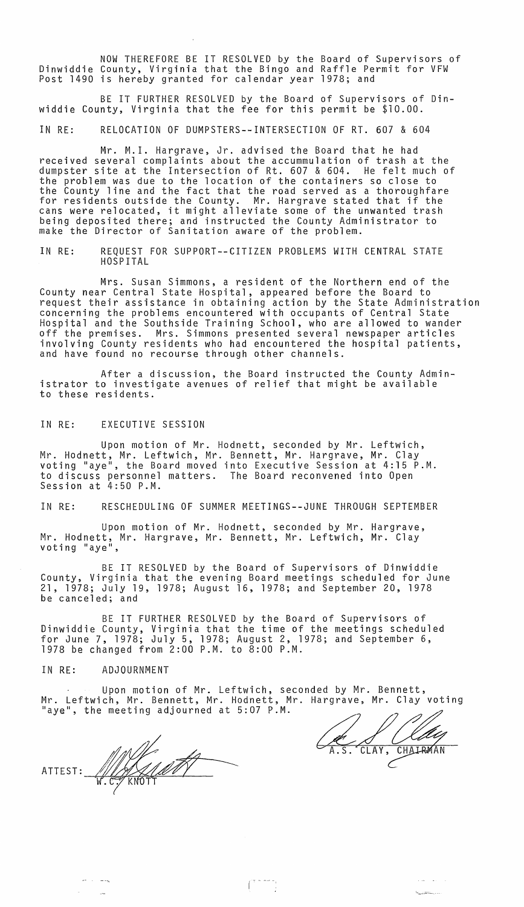NOW THEREFORE BE IT RESOLVED by the Board of Supervisors of Dinwiddie County, Virginia that the Bingo and Raffle Permit for VFW Post 1490 is hereby granted for calendar year 1978; and

BE IT FURTHER RESOLVED by the Board of Supervisors of Dinwiddie County, Virginia that the fee for this permit be $10.00.

IN RE: RELOCATION OF DUMPSTERS--INTERSECTION OF RT. 607 & 604

Mr. M.I. Hargrave, Jr. advised the Board that he had received several complaints about the accummulation of trash at the dumpster site at the Intersection of Rt. 607 & 604. He felt much of the problem was due to the location of the containers so close to the County line and the fact that the road served as a thoroughfare for residents outside the County. Mr. Hargrave stated that if the cans were relocated, it might alleviate some of the unwanted trash being deposited there; and instructed the County Administrator to make the Director of Sanitation aware of the problem.

IN RE: REQUEST FOR SUPPORT--CITIZEN PROBLEMS WITH CENTRAL STATE HOSPITAL

Mrs. Susan Simmons, a resident of the Northern end of the County near Central State Hospital, appeared before the Board to request their assistance in obtaining action by the State Administration concerning the problems encountered with occupants of Central State Hospital and the Southside Training School, who are allowed to wander off the premises. Mrs. Simmons presented several newspaper articles involving County residents who had encountered the hospital patients, and have found no recourse through other channels.

After a discussion, the Board instructed the County Administrator to investigate avenues of relief that might be available to these residents.

IN RE: EXECUTIVE SESSION

Upon motion of Mr. Hodnett, seconded by Mr. Leftwich, Mr. Hodnett, Mr. Leftwich, Mr. Bennett, Mr. Hargrave, Mr. Clay voting "aye", the Board moved into Executive Session at 4:15 P.M. to discuss personnel matters. The Board reconvened into Open Session at 4:50 P.M.

IN RE: RESCHEDULING OF SUMMER MEETINGS--JUNE THROUGH SEPTEMBER

Upon motion of Mr. Hodnett, seconded by Mr. Hargrave, Mr. Hodnett, Mr. Hargrave, Mr. Bennett, Mr. Leftwich, Mr. Clay voting "aye",

BE IT RESOLVED by the Board of Supervisors of Dinwiddie County, Virginia that the evening Board meetings scheduled for June 21, 1978; July 19, 1978; August 16, 1978; and September 20, 1978 be canceled; and

BE IT FURTHER RESOLVED by the Board of Supervisors of Dinwiddie County, Virginia that the time of the meetings scheduled for June 7, 1978; July 5, 1978; August 2, 1978; and September 6, 1978 be changed from 2:00 P.M. to 8:00 P.M.

IN RE: ADJOURNMENT

Upon motion of Mr. Leftwich, seconded by Mr. Bennett, Mr. Leftwich, Mr. Bennett, Mr. Hodnett, Mr. Hargrave, Mr. Clay voting "aye", the meeting adjourned at 5:07 P.M.

A.S. CLAY, CHAIRMAN

ATTEST: W.C. KNOTT